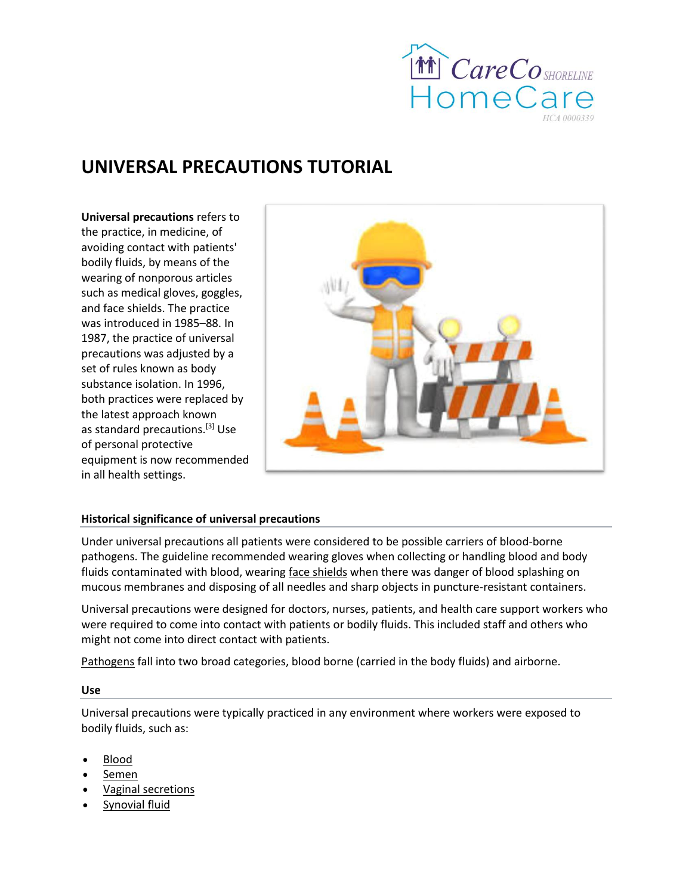# UNIVERSAL PRECAUTIONS TUTORIAL

**Universal precautions** refers to the practice, in medicine, of avoiding contact with patients' bodily fluids, by means of the wearing of nonporous articles such as medical gloves, goggles, and face shields. The practice was introduced in 1985–88. In 1987, the practice of universal precautions was adjusted by a set of rules known as body substance isolation. In 1996, both practices were replaced by the latest approach known as standard precautions.[3] Use of personal protective equipment is now recommended in all health settings.

## Historical significance of universal precautions

Under universal precautions all patients were considered to be possible carriers of blood-borne pathogens. The guideline recommended wearing gloves when collecting or handling blood and body fluids contaminated with blood, wearing face shields when there was danger of blood splashing on mucous membranes and disposing of all needles and sharp objects in puncture-resistant containers.

Universal precautions were designed for doctors, nurses, patients, and health care support workers who were required to come into contact with patients or bodily fluids. This included staff and others who might not come into direct contact with patients.

Pathogens fall into two broad categories, blood borne (carried in the body fluids) and airborne.

## Use

Universal precautions were typically practiced in any environment where workers were exposed to bodily fluids, such as:

- Blood
- Semen
- Vaginal secretions
- Synovial fluid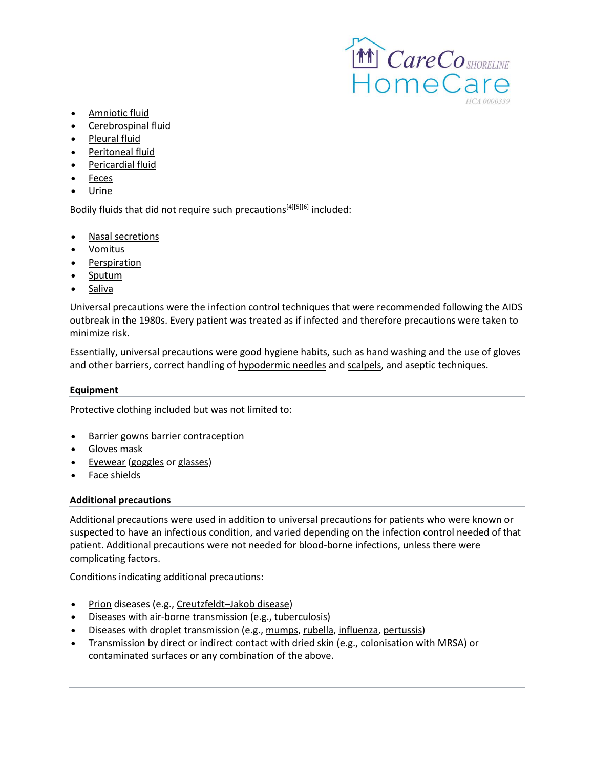- Amniotic fluid
- Cerebrospinal fluid
- Pleural fluid
- Peritoneal fluid
- Pericardial fluid
- Feces
- Urine

Bodily fluids that did not require such precautions[4][5][6] included:

- Nasal secretions
- Vomitus
- Perspiration
- Sputum
- Saliva

Universal precautions were the infection control techniques that were recommended following the AIDS outbreak in the 1980s. Every patient was treated as if infected and therefore precautions were taken to minimize risk.

Essentially, universal precautions were good hygiene habits, such as hand washing and the use of gloves and other barriers, correct handling of hypodermic needles and scalpels, and aseptic techniques.

**Equipment**

Protective clothing included but was not limited to:

- Barrier gowns barrier contraception
- Gloves mask
- Eyewear (goggles or glasses)
- Face shields

**Additional precautions**

Additional precautions were used in addition to universal precautions for patients who were known or suspected to have an infectious condition, and varied depending on the infection control needed of that patient. Additional precautions were not needed for blood-borne infections, unless there were complicating factors.

Conditions indicating additional precautions:

- Prion diseases (e.g., Creutzfeldt–Jakob disease)
- Diseases with air-borne transmission (e.g., tuberculosis)
- Diseases with droplet transmission (e.g., mumps, rubella, influenza, pertussis)
- Transmission by direct or indirect contact with dried skin (e.g., colonisation with MRSA) or contaminated surfaces or any combination of the above.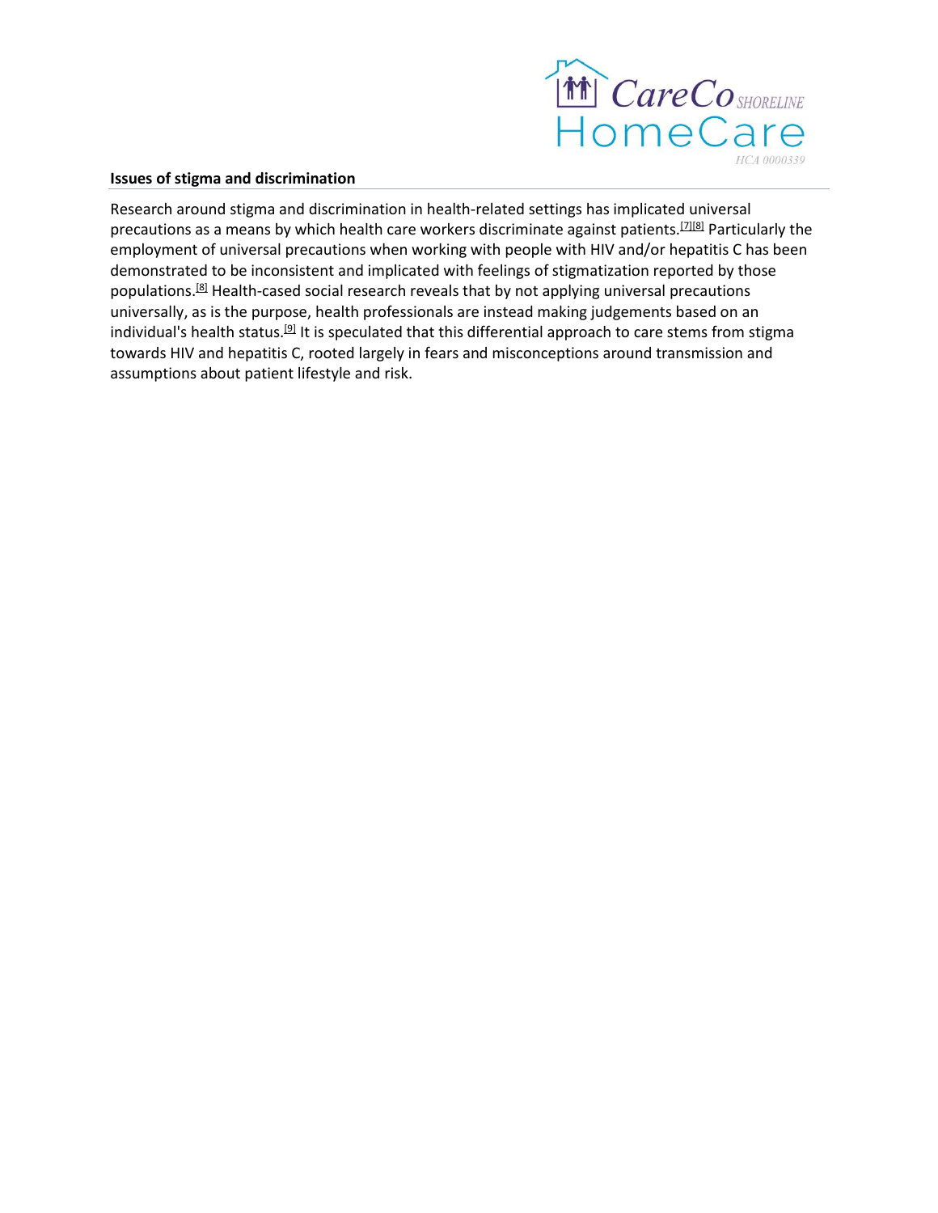**Issues of stigma and discrimination**

Research around stigma and discrimination in health-related settings has implicated universal precautions as a means by which health care workers discriminate against patients.[7][8] Particularly the employment of universal precautions when working with people with HIV and/or hepatitis C has been demonstrated to be inconsistent and implicated with feelings of stigmatization reported by those populations.[8] Health-cased social research reveals that by not applying universal precautions universally, as is the purpose, health professionals are instead making judgements based on an individual's health status.[9] It is speculated that this differential approach to care stems from stigma towards HIV and hepatitis C, rooted largely in fears and misconceptions around transmission and assumptions about patient lifestyle and risk.